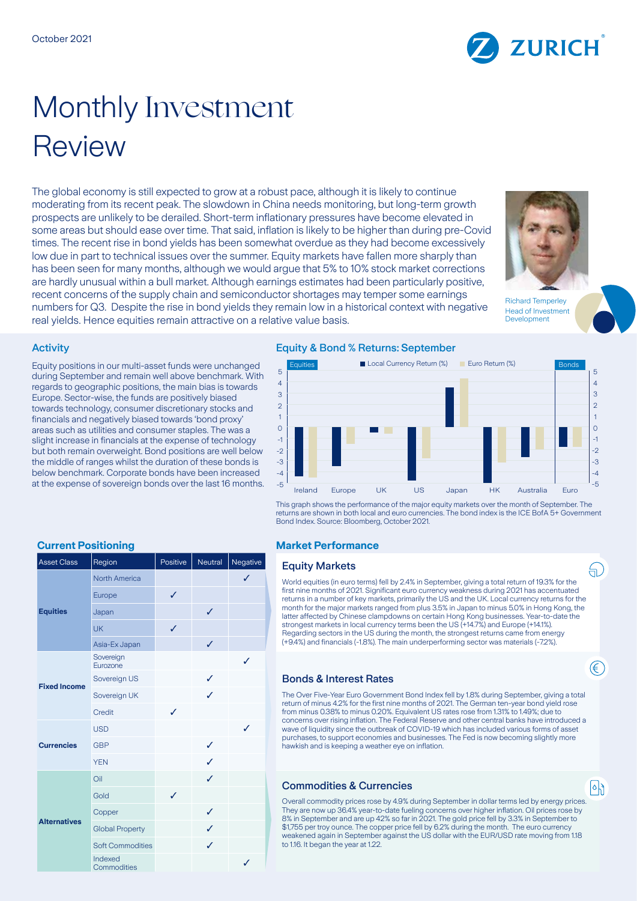October 2021

# Monthly Investment Review

The global economy is still expected to grow at a robust pace, although it is likely to continue moderating from its recent peak. The slowdown in China needs monitoring, but long-term growth prospects are unlikely to be derailed. Short-term inflationary pressures have become elevated in some areas but should ease over time. That said, inflation is likely to be higher than during pre-Covid times. The recent rise in bond yields has been somewhat overdue as they had become excessively low due in part to technical issues over the summer. Equity markets have fallen more sharply than has been seen for many months, although we would argue that 5% to 10% stock market corrections are hardly unusual within a bull market. Although earnings estimates had been particularly positive, recent concerns of the supply chain and semiconductor shortages may temper some earnings numbers for Q3. Despite the rise in bond yields they remain low in a historical context with negative real yields. Hence equities remain attractive on a relative value basis.

Richard Temperley
Head of Investment Development

## Activity

Equity positions in our multi-asset funds were unchanged during September and remain well above benchmark. With regards to geographic positions, the main bias is towards Europe. Sector-wise, the funds are positively biased towards technology, consumer discretionary stocks and financials and negatively biased towards 'bond proxy' areas such as utilities and consumer staples. The was a slight increase in financials at the expense of technology but both remain overweight. Bond positions are well below the middle of ranges whilst the duration of these bonds is below benchmark. Corporate bonds have been increased at the expense of sovereign bonds over the last 16 months.

## Equity & Bond % Returns: September

This graph shows the performance of the major equity markets over the month of September. The returns are shown in both local and euro currencies. The bond index is the ICE BofA 5+ Government Bond Index. Source: Bloomberg, October 2021.

## Current Positioning

| Asset Class | Region | Positive | Neutral | Negative |
|---|---|---|---|---|
| **Equities** | North America | | | ✓ |
| | Europe | ✓ | | |
| | Japan | | ✓ | |
| | UK | ✓ | | |
| | Asia-Ex Japan | | ✓ | |
| **Fixed Income** | Sovereign Eurozone | | | ✓ |
| | Sovereign US | | ✓ | |
| | Sovereign UK | | ✓ | |
| | Credit | ✓ | | |
| **Currencies** | USD | | | ✓ |
| | GBP | | ✓ | |
| | YEN | | ✓ | |
| **Alternatives** | Oil | | ✓ | |
| | Gold | ✓ | | |
| | Copper | | ✓ | |
| | Global Property | | ✓ | |
| | Soft Commodities | | ✓ | |
| | Indexed Commodities | | | ✓ |

## Market Performance

### Equity Markets

World equities (in euro terms) fell by 2.4% in September, giving a total return of 19.3% for the first nine months of 2021. Significant euro currency weakness during 2021 has accentuated returns in a number of key markets, primarily the US and the UK. Local currency returns for the month for the major markets ranged from plus 3.5% in Japan to minus 5.0% in Hong Kong, the latter affected by Chinese clampdowns on certain Hong Kong businesses. Year-to-date the strongest markets in local currency terms been the US (+14.7%) and Europe (+14.1%). Regarding sectors in the US during the month, the strongest returns came from energy (+9.4%) and financials (-1.8%). The main underperforming sector was materials (-7.2%).

### Bonds & Interest Rates

The Over Five-Year Euro Government Bond Index fell by 1.8% during September, giving a total return of minus 4.2% for the first nine months of 2021. The German ten-year bond yield rose from minus 0.38% to minus 0.20%. Equivalent US rates rose from 1.31% to 1.49%; due to concerns over rising inflation. The Federal Reserve and other central banks have introduced a wave of liquidity since the outbreak of COVID-19 which has included various forms of asset purchases, to support economies and businesses. The Fed is now becoming slightly more hawkish and is keeping a weather eye on inflation.

### Commodities & Currencies

Overall commodity prices rose by 4.9% during September in dollar terms led by energy prices. They are now up 36.4% year-to-date fueling concerns over higher inflation. Oil prices rose by 8% in September and are up 42% so far in 2021. The gold price fell by 3.3% in September to $1,755 per troy ounce. The copper price fell by 6.2% during the month. The euro currency weakened again in September against the US dollar with the EUR/USD rate moving from 1.18 to 1.16. It began the year at 1.22.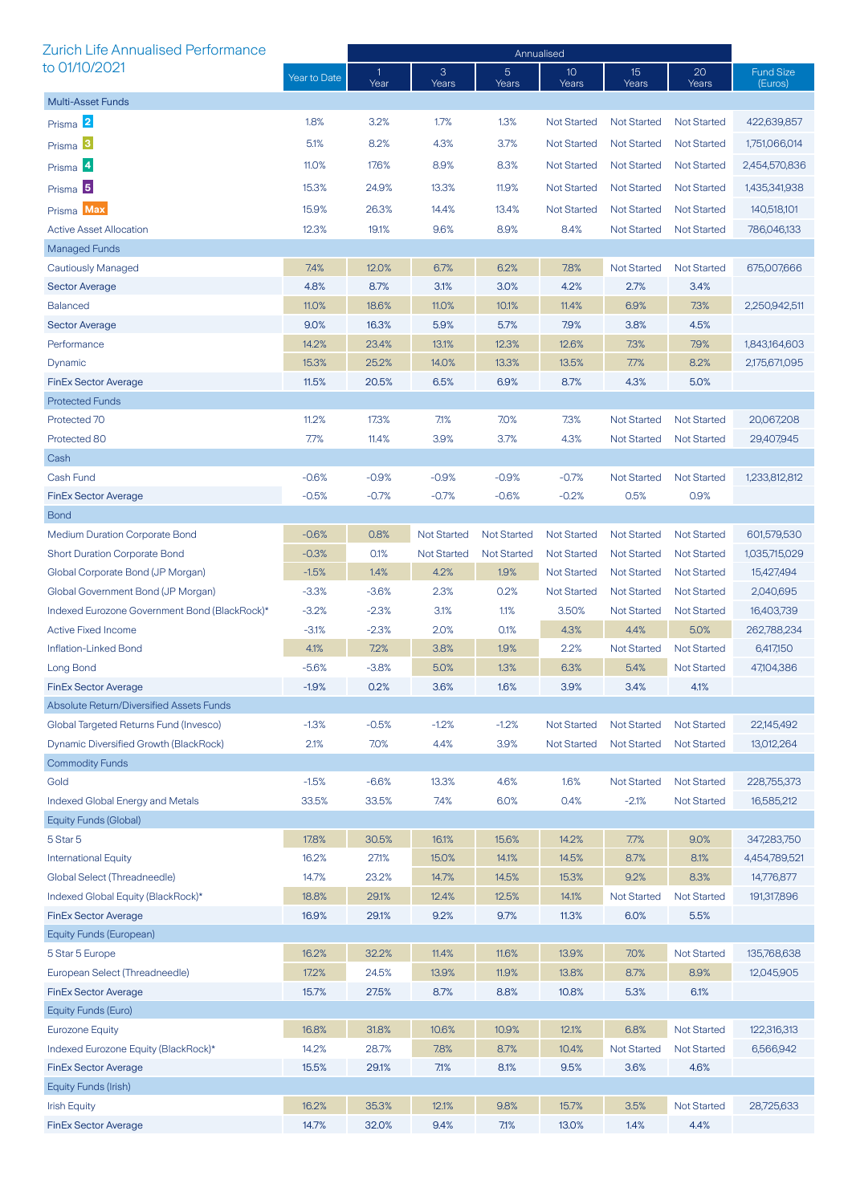# Zurich Life Annualised Performance to 01/10/2021

| | Year to Date | Annualised | | | | | | Fund Size (Euros) |
|---|---|---|---|---|---|---|---|---|
| | | 1 Year | 3 Years | 5 Years | 10 Years | 15 Years | 20 Years | |
| **Multi-Asset Funds** | | | | | | | | |
| Prisma 2 | 1.8% | 3.2% | 1.7% | 1.3% | Not Started | Not Started | Not Started | 422,639,857 |
| Prisma 3 | 5.1% | 8.2% | 4.3% | 3.7% | Not Started | Not Started | Not Started | 1,751,066,014 |
| Prisma 4 | 11.0% | 17.6% | 8.9% | 8.3% | Not Started | Not Started | Not Started | 2,454,570,836 |
| Prisma 5 | 15.3% | 24.9% | 13.3% | 11.9% | Not Started | Not Started | Not Started | 1,435,341,938 |
| Prisma Max | 15.9% | 26.3% | 14.4% | 13.4% | Not Started | Not Started | Not Started | 140,518,101 |
| Active Asset Allocation | 12.3% | 19.1% | 9.6% | 8.9% | 8.4% | Not Started | Not Started | 786,046,133 |
| **Managed Funds** | | | | | | | | |
| Cautiously Managed | 7.4% | 12.0% | 6.7% | 6.2% | 7.8% | Not Started | Not Started | 675,007,666 |
| Sector Average | 4.8% | 8.7% | 3.1% | 3.0% | 4.2% | 2.7% | 3.4% | |
| Balanced | 11.0% | 18.6% | 11.0% | 10.1% | 11.4% | 6.9% | 7.3% | 2,250,942,511 |
| Sector Average | 9.0% | 16.3% | 5.9% | 5.7% | 7.9% | 3.8% | 4.5% | |
| Performance | 14.2% | 23.4% | 13.1% | 12.3% | 12.6% | 7.3% | 7.9% | 1,843,164,603 |
| Dynamic | 15.3% | 25.2% | 14.0% | 13.3% | 13.5% | 7.7% | 8.2% | 2,175,671,095 |
| FinEx Sector Average | 11.5% | 20.5% | 6.5% | 6.9% | 8.7% | 4.3% | 5.0% | |
| **Protected Funds** | | | | | | | | |
| Protected 70 | 11.2% | 17.3% | 7.1% | 7.0% | 7.3% | Not Started | Not Started | 20,067,208 |
| Protected 80 | 7.7% | 11.4% | 3.9% | 3.7% | 4.3% | Not Started | Not Started | 29,407,945 |
| **Cash** | | | | | | | | |
| Cash Fund | -0.6% | -0.9% | -0.9% | -0.9% | -0.7% | Not Started | Not Started | 1,233,812,812 |
| FinEx Sector Average | -0.5% | -0.7% | -0.7% | -0.6% | -0.2% | 0.5% | 0.9% | |
| **Bond** | | | | | | | | |
| Medium Duration Corporate Bond | -0.6% | 0.8% | Not Started | Not Started | Not Started | Not Started | Not Started | 601,579,530 |
| Short Duration Corporate Bond | -0.3% | 0.1% | Not Started | Not Started | Not Started | Not Started | Not Started | 1,035,715,029 |
| Global Corporate Bond (JP Morgan) | -1.5% | 1.4% | 4.2% | 1.9% | Not Started | Not Started | Not Started | 15,427,494 |
| Global Government Bond (JP Morgan) | -3.3% | -3.6% | 2.3% | 0.2% | Not Started | Not Started | Not Started | 2,040,695 |
| Indexed Eurozone Government Bond (BlackRock)* | -3.2% | -2.3% | 3.1% | 1.1% | 3.50% | Not Started | Not Started | 16,403,739 |
| Active Fixed Income | -3.1% | -2.3% | 2.0% | 0.1% | 4.3% | 4.4% | 5.0% | 262,788,234 |
| Inflation-Linked Bond | 4.1% | 7.2% | 3.8% | 1.9% | 2.2% | Not Started | Not Started | 6,417,150 |
| Long Bond | -5.6% | -3.8% | 5.0% | 1.3% | 6.3% | 5.4% | Not Started | 47,104,386 |
| FinEx Sector Average | -1.9% | 0.2% | 3.6% | 1.6% | 3.9% | 3.4% | 4.1% | |
| **Absolute Return/Diversified Assets Funds** | | | | | | | | |
| Global Targeted Returns Fund (Invesco) | -1.3% | -0.5% | -1.2% | -1.2% | Not Started | Not Started | Not Started | 22,145,492 |
| Dynamic Diversified Growth (BlackRock) | 2.1% | 7.0% | 4.4% | 3.9% | Not Started | Not Started | Not Started | 13,012,264 |
| **Commodity Funds** | | | | | | | | |
| Gold | -1.5% | -6.6% | 13.3% | 4.6% | 1.6% | Not Started | Not Started | 228,755,373 |
| Indexed Global Energy and Metals | 33.5% | 33.5% | 7.4% | 6.0% | 0.4% | -2.1% | Not Started | 16,585,212 |
| **Equity Funds (Global)** | | | | | | | | |
| 5 Star 5 | 17.8% | 30.5% | 16.1% | 15.6% | 14.2% | 7.7% | 9.0% | 347,283,750 |
| International Equity | 16.2% | 27.1% | 15.0% | 14.1% | 14.5% | 8.7% | 8.1% | 4,454,789,521 |
| Global Select (Threadneedle) | 14.7% | 23.2% | 14.7% | 14.5% | 15.3% | 9.2% | 8.3% | 14,776,877 |
| Indexed Global Equity (BlackRock)* | 18.8% | 29.1% | 12.4% | 12.5% | 14.1% | Not Started | Not Started | 191,317,896 |
| FinEx Sector Average | 16.9% | 29.1% | 9.2% | 9.7% | 11.3% | 6.0% | 5.5% | |
| **Equity Funds (European)** | | | | | | | | |
| 5 Star 5 Europe | 16.2% | 32.2% | 11.4% | 11.6% | 13.9% | 7.0% | Not Started | 135,768,638 |
| European Select (Threadneedle) | 17.2% | 24.5% | 13.9% | 11.9% | 13.8% | 8.7% | 8.9% | 12,045,905 |
| FinEx Sector Average | 15.7% | 27.5% | 8.7% | 8.8% | 10.8% | 5.3% | 6.1% | |
| **Equity Funds (Euro)** | | | | | | | | |
| Eurozone Equity | 16.8% | 31.8% | 10.6% | 10.9% | 12.1% | 6.8% | Not Started | 122,316,313 |
| Indexed Eurozone Equity (BlackRock)* | 14.2% | 28.7% | 7.8% | 8.7% | 10.4% | Not Started | Not Started | 6,566,942 |
| FinEx Sector Average | 15.5% | 29.1% | 7.1% | 8.1% | 9.5% | 3.6% | 4.6% | |
| **Equity Funds (Irish)** | | | | | | | | |
| Irish Equity | 16.2% | 35.3% | 12.1% | 9.8% | 15.7% | 3.5% | Not Started | 28,725,633 |
| FinEx Sector Average | 14.7% | 32.0% | 9.4% | 7.1% | 13.0% | 1.4% | 4.4% | |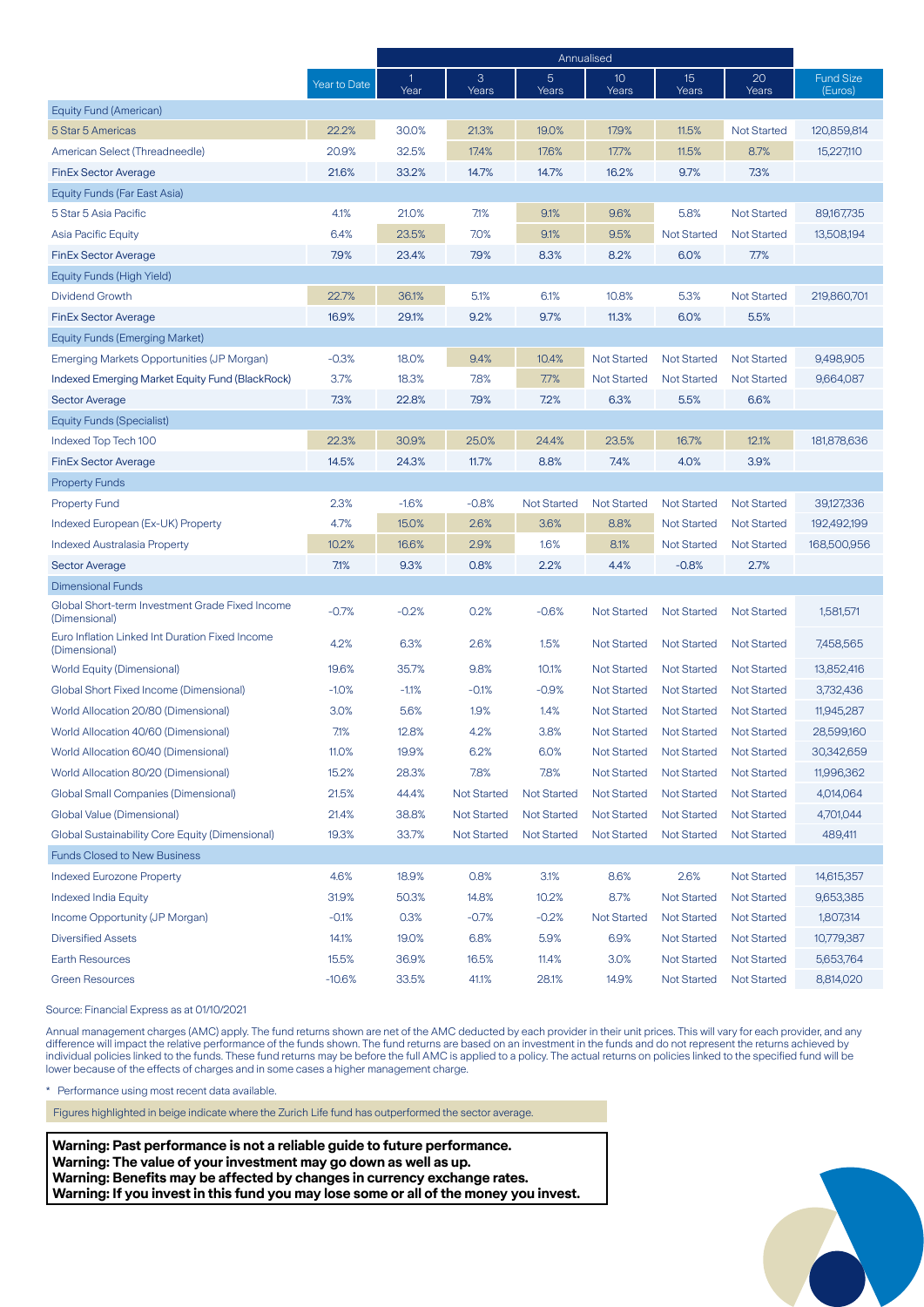| | Year to Date | 1 Year | 3 Years | 5 Years | 10 Years | 15 Years | 20 Years | Fund Size (Euros) |
|---|---|---|---|---|---|---|---|---|
| | | Annualised | | | | | | |
| **Equity Fund (American)** | | | | | | | | |
| 5 Star 5 Americas | 22.2% | 30.0% | 21.3% | 19.0% | 17.9% | 11.5% | Not Started | 120,859,814 |
| American Select (Threadneedle) | 20.9% | 32.5% | 17.4% | 17.6% | 17.7% | 11.5% | 8.7% | 15,227,110 |
| FinEx Sector Average | 21.6% | 33.2% | 14.7% | 14.7% | 16.2% | 9.7% | 7.3% | |
| **Equity Funds (Far East Asia)** | | | | | | | | |
| 5 Star 5 Asia Pacific | 4.1% | 21.0% | 7.1% | 9.1% | 9.6% | 5.8% | Not Started | 89,167,735 |
| Asia Pacific Equity | 6.4% | 23.5% | 7.0% | 9.1% | 9.5% | Not Started | Not Started | 13,508,194 |
| FinEx Sector Average | 7.9% | 23.4% | 7.9% | 8.3% | 8.2% | 6.0% | 7.7% | |
| **Equity Funds (High Yield)** | | | | | | | | |
| Dividend Growth | 22.7% | 36.1% | 5.1% | 6.1% | 10.8% | 5.3% | Not Started | 219,860,701 |
| FinEx Sector Average | 16.9% | 29.1% | 9.2% | 9.7% | 11.3% | 6.0% | 5.5% | |
| **Equity Funds (Emerging Market)** | | | | | | | | |
| Emerging Markets Opportunities (JP Morgan) | -0.3% | 18.0% | 9.4% | 10.4% | Not Started | Not Started | Not Started | 9,498,905 |
| Indexed Emerging Market Equity Fund (BlackRock) | 3.7% | 18.3% | 7.8% | 7.7% | Not Started | Not Started | Not Started | 9,664,087 |
| Sector Average | 7.3% | 22.8% | 7.9% | 7.2% | 6.3% | 5.5% | 6.6% | |
| **Equity Funds (Specialist)** | | | | | | | | |
| Indexed Top Tech 100 | 22.3% | 30.9% | 25.0% | 24.4% | 23.5% | 16.7% | 12.1% | 181,878,636 |
| FinEx Sector Average | 14.5% | 24.3% | 11.7% | 8.8% | 7.4% | 4.0% | 3.9% | |
| **Property Funds** | | | | | | | | |
| Property Fund | 2.3% | -1.6% | -0.8% | Not Started | Not Started | Not Started | Not Started | 39,127,336 |
| Indexed European (Ex-UK) Property | 4.7% | 15.0% | 2.6% | 3.6% | 8.8% | Not Started | Not Started | 192,492,199 |
| Indexed Australasia Property | 10.2% | 16.6% | 2.9% | 1.6% | 8.1% | Not Started | Not Started | 168,500,956 |
| Sector Average | 7.1% | 9.3% | 0.8% | 2.2% | 4.4% | -0.8% | 2.7% | |
| **Dimensional Funds** | | | | | | | | |
| Global Short-term Investment Grade Fixed Income (Dimensional) | -0.7% | -0.2% | 0.2% | -0.6% | Not Started | Not Started | Not Started | 1,581,571 |
| Euro Inflation Linked Int Duration Fixed Income (Dimensional) | 4.2% | 6.3% | 2.6% | 1.5% | Not Started | Not Started | Not Started | 7,458,565 |
| World Equity (Dimensional) | 19.6% | 35.7% | 9.8% | 10.1% | Not Started | Not Started | Not Started | 13,852,416 |
| Global Short Fixed Income (Dimensional) | -1.0% | -1.1% | -0.1% | -0.9% | Not Started | Not Started | Not Started | 3,732,436 |
| World Allocation 20/80 (Dimensional) | 3.0% | 5.6% | 1.9% | 1.4% | Not Started | Not Started | Not Started | 11,945,287 |
| World Allocation 40/60 (Dimensional) | 7.1% | 12.8% | 4.2% | 3.8% | Not Started | Not Started | Not Started | 28,599,160 |
| World Allocation 60/40 (Dimensional) | 11.0% | 19.9% | 6.2% | 6.0% | Not Started | Not Started | Not Started | 30,342,659 |
| World Allocation 80/20 (Dimensional) | 15.2% | 28.3% | 7.8% | 7.8% | Not Started | Not Started | Not Started | 11,996,362 |
| Global Small Companies (Dimensional) | 21.5% | 44.4% | Not Started | Not Started | Not Started | Not Started | Not Started | 4,014,064 |
| Global Value (Dimensional) | 21.4% | 38.8% | Not Started | Not Started | Not Started | Not Started | Not Started | 4,701,044 |
| Global Sustainability Core Equity (Dimensional) | 19.3% | 33.7% | Not Started | Not Started | Not Started | Not Started | Not Started | 489,411 |
| **Funds Closed to New Business** | | | | | | | | |
| Indexed Eurozone Property | 4.6% | 18.9% | 0.8% | 3.1% | 8.6% | 2.6% | Not Started | 14,615,357 |
| Indexed India Equity | 31.9% | 50.3% | 14.8% | 10.2% | 8.7% | Not Started | Not Started | 9,653,385 |
| Income Opportunity (JP Morgan) | -0.1% | 0.3% | -0.7% | -0.2% | Not Started | Not Started | Not Started | 1,807,314 |
| Diversified Assets | 14.1% | 19.0% | 6.8% | 5.9% | 6.9% | Not Started | Not Started | 10,779,387 |
| Earth Resources | 15.5% | 36.9% | 16.5% | 11.4% | 3.0% | Not Started | Not Started | 5,653,764 |
| Green Resources | -10.6% | 33.5% | 41.1% | 28.1% | 14.9% | Not Started | Not Started | 8,814,020 |

Source: Financial Express as at 01/10/2021

Annual management charges (AMC) apply. The fund returns shown are net of the AMC deducted by each provider in their unit prices. This will vary for each provider, and any difference will impact the relative performance of the funds shown. The fund returns are based on an investment in the funds and do not represent the returns achieved by individual policies linked to the funds. These fund returns may be before the full AMC is applied to a policy. The actual returns on policies linked to the specified fund will be lower because of the effects of charges and in some cases a higher management charge.

\* Performance using most recent data available.

Figures highlighted in beige indicate where the Zurich Life fund has outperformed the sector average.

**Warning: Past performance is not a reliable guide to future performance.**
**Warning: The value of your investment may go down as well as up.**
**Warning: Benefits may be affected by changes in currency exchange rates.**
**Warning: If you invest in this fund you may lose some or all of the money you invest.**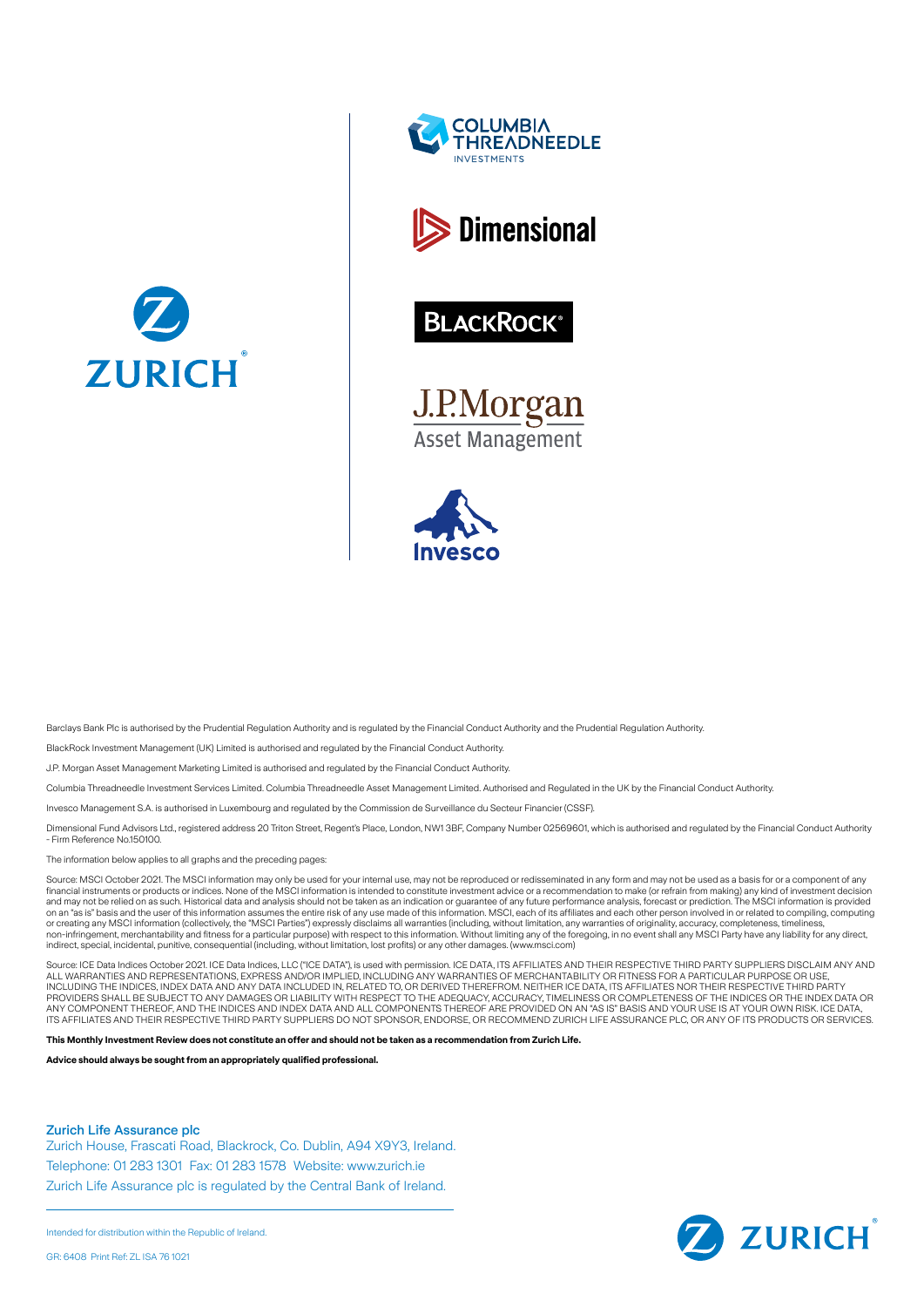ZURICH

COLUMBIA THREADNEEDLE INVESTMENTS

Dimensional

BLACKROCK®

J.P.Morgan Asset Management

Invesco

Barclays Bank Plc is authorised by the Prudential Regulation Authority and is regulated by the Financial Conduct Authority and the Prudential Regulation Authority.

BlackRock Investment Management (UK) Limited is authorised and regulated by the Financial Conduct Authority.

J.P. Morgan Asset Management Marketing Limited is authorised and regulated by the Financial Conduct Authority.

Columbia Threadneedle Investment Services Limited. Columbia Threadneedle Asset Management Limited. Authorised and Regulated in the UK by the Financial Conduct Authority.

Invesco Management S.A. is authorised in Luxembourg and regulated by the Commission de Surveillance du Secteur Financier (CSSF).

Dimensional Fund Advisors Ltd., registered address 20 Triton Street, Regent's Place, London, NW1 3BF, Company Number 02569601, which is authorised and regulated by the Financial Conduct Authority - Firm Reference No.150100.

The information below applies to all graphs and the preceding pages:

Source: MSCI October 2021. The MSCI information may only be used for your internal use, may not be reproduced or redisseminated in any form and may not be used as a basis for or a component of any financial instruments or products or indices. None of the MSCI information is intended to constitute investment advice or a recommendation to make (or refrain from making) any kind of investment decision and may not be relied on as such. Historical data and analysis should not be taken as an indication or guarantee of any future performance analysis, forecast or prediction. The MSCI information is provided on an "as is" basis and the user of this information assumes the entire risk of any use made of this information. MSCI, each of its affiliates and each other person involved in or related to compiling, computing or creating any MSCI information (collectively, the "MSCI Parties") expressly disclaims all warranties (including, without limitation, any warranties of originality, accuracy, completeness, timeliness, non-infringement, merchantability and fitness for a particular purpose) with respect to this information. Without limiting any of the foregoing, in no event shall any MSCI Party have any liability for any direct, indirect, special, incidental, punitive, consequential (including, without limitation, lost profits) or any other damages. (www.msci.com)

Source: ICE Data Indices October 2021. ICE Data Indices, LLC ("ICE DATA"), is used with permission. ICE DATA, ITS AFFILIATES AND THEIR RESPECTIVE THIRD PARTY SUPPLIERS DISCLAIM ANY AND ALL WARRANTIES AND REPRESENTATIONS, EXPRESS AND/OR IMPLIED, INCLUDING ANY WARRANTIES OF MERCHANTABILITY OR FITNESS FOR A PARTICULAR PURPOSE OR USE, INCLUDING THE INDICES, INDEX DATA AND ANY DATA INCLUDED IN, RELATED TO, OR DERIVED THEREFROM. NEITHER ICE DATA, ITS AFFILIATES NOR THEIR RESPECTIVE THIRD PARTY PROVIDERS SHALL BE SUBJECT TO ANY DAMAGES OR LIABILITY WITH RESPECT TO THE ADEQUACY, ACCURACY, TIMELINESS OR COMPLETENESS OF THE INDICES OR THE INDEX DATA OR ANY COMPONENT THEREOF, AND THE INDICES AND INDEX DATA AND ALL COMPONENTS THEREOF ARE PROVIDED ON AN "AS IS" BASIS AND YOUR USE IS AT YOUR OWN RISK. ICE DATA, ITS AFFILIATES AND THEIR RESPECTIVE THIRD PARTY SUPPLIERS DO NOT SPONSOR, ENDORSE, OR RECOMMEND ZURICH LIFE ASSURANCE PLC, OR ANY OF ITS PRODUCTS OR SERVICES.

**This Monthly Investment Review does not constitute an offer and should not be taken as a recommendation from Zurich Life.**

**Advice should always be sought from an appropriately qualified professional.**

**Zurich Life Assurance plc**

Zurich House, Frascati Road, Blackrock, Co. Dublin, A94 X9Y3, Ireland.

Telephone: 01 283 1301 Fax: 01 283 1578 Website: www.zurich.ie

Zurich Life Assurance plc is regulated by the Central Bank of Ireland.

Intended for distribution within the Republic of Ireland.

GR: 6408 Print Ref: ZL ISA 76 1021

ZURICH